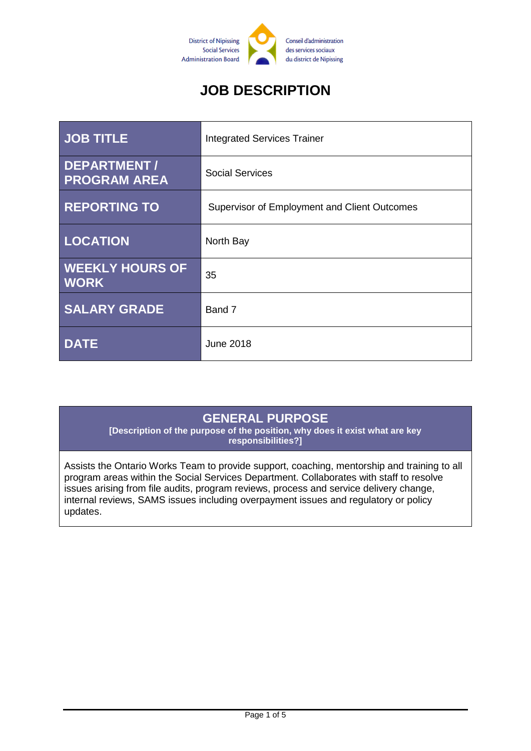District of Nipissing Social Services Administration Board

Conseil d'administration des services sociaux du district de Nipissing

# JOB DESCRIPTION

| | |
|---|---|
| **JOB TITLE** | Integrated Services Trainer |
| **DEPARTMENT / PROGRAM AREA** | Social Services |
| **REPORTING TO** | Supervisor of Employment and Client Outcomes |
| **LOCATION** | North Bay |
| **WEEKLY HOURS OF WORK** | 35 |
| **SALARY GRADE** | Band 7 |
| **DATE** | June 2018 |

## GENERAL PURPOSE

**[Description of the purpose of the position, why does it exist what are key responsibilities?]**

Assists the Ontario Works Team to provide support, coaching, mentorship and training to all program areas within the Social Services Department. Collaborates with staff to resolve issues arising from file audits, program reviews, process and service delivery change, internal reviews, SAMS issues including overpayment issues and regulatory or policy updates.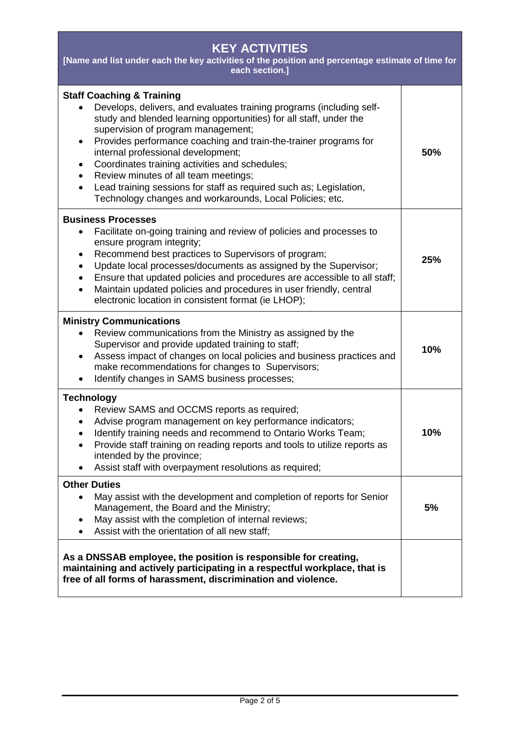## KEY ACTIVITIES

**[Name and list under each the key activities of the position and percentage estimate of time for each section.]**

| | |
|---|---|
| **Staff Coaching & Training**<br>• Develops, delivers, and evaluates training programs (including self-study and blended learning opportunities) for all staff, under the supervision of program management;<br>• Provides performance coaching and train-the-trainer programs for internal professional development;<br>• Coordinates training activities and schedules;<br>• Review minutes of all team meetings;<br>• Lead training sessions for staff as required such as; Legislation, Technology changes and workarounds, Local Policies; etc. | **50%** |
| **Business Processes**<br>• Facilitate on-going training and review of policies and processes to ensure program integrity;<br>• Recommend best practices to Supervisors of program;<br>• Update local processes/documents as assigned by the Supervisor;<br>• Ensure that updated policies and procedures are accessible to all staff;<br>• Maintain updated policies and procedures in user friendly, central electronic location in consistent format (ie LHOP); | **25%** |
| **Ministry Communications**<br>• Review communications from the Ministry as assigned by the Supervisor and provide updated training to staff;<br>• Assess impact of changes on local policies and business practices and make recommendations for changes to Supervisors;<br>• Identify changes in SAMS business processes; | **10%** |
| **Technology**<br>• Review SAMS and OCCMS reports as required;<br>• Advise program management on key performance indicators;<br>• Identify training needs and recommend to Ontario Works Team;<br>• Provide staff training on reading reports and tools to utilize reports as intended by the province;<br>• Assist staff with overpayment resolutions as required; | **10%** |
| **Other Duties**<br>• May assist with the development and completion of reports for Senior Management, the Board and the Ministry;<br>• May assist with the completion of internal reviews;<br>• Assist with the orientation of all new staff; | **5%** |
| **As a DNSSAB employee, the position is responsible for creating, maintaining and actively participating in a respectful workplace, that is free of all forms of harassment, discrimination and violence.** | |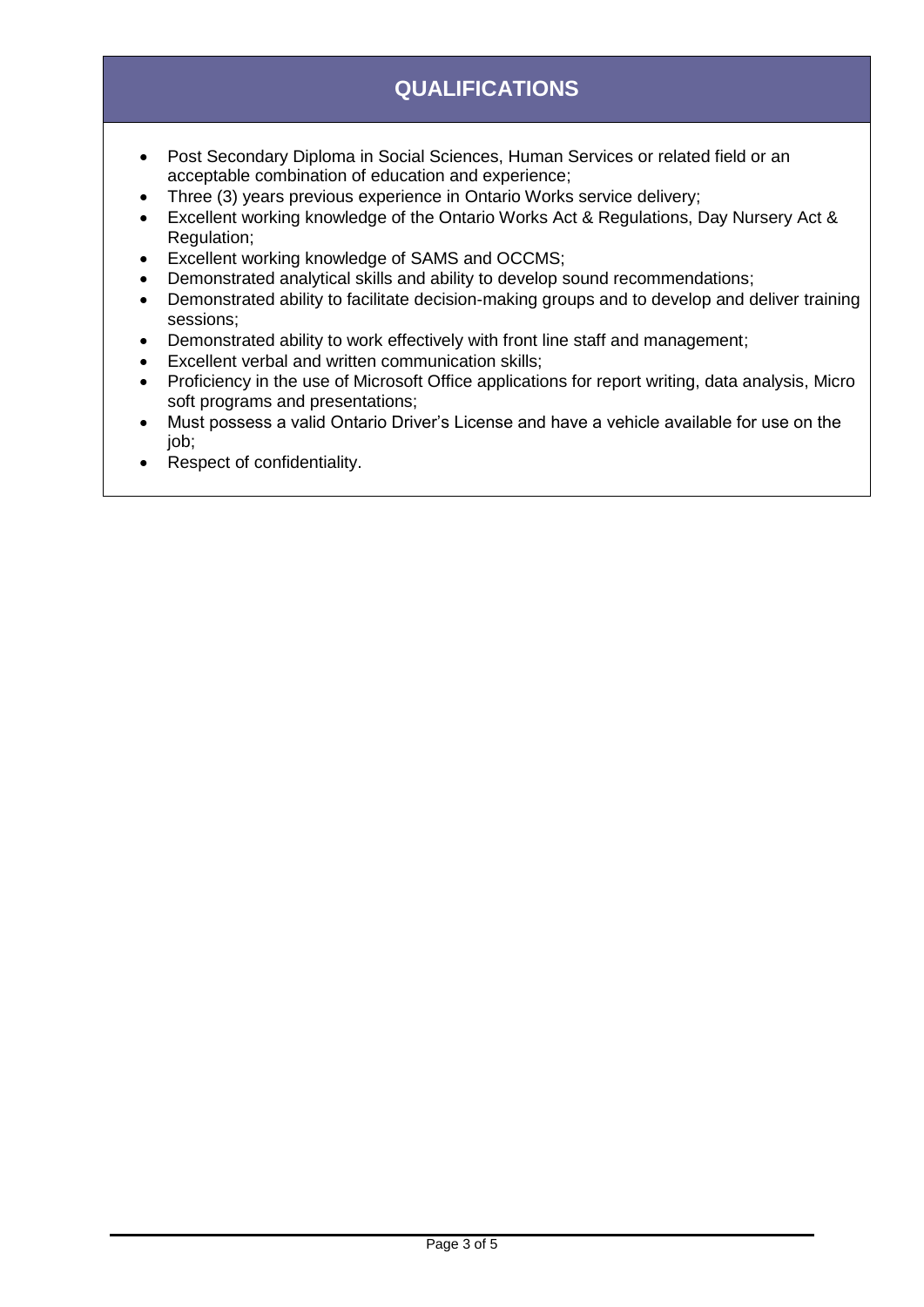## QUALIFICATIONS

- Post Secondary Diploma in Social Sciences, Human Services or related field or an acceptable combination of education and experience;
- Three (3) years previous experience in Ontario Works service delivery;
- Excellent working knowledge of the Ontario Works Act & Regulations, Day Nursery Act & Regulation;
- Excellent working knowledge of SAMS and OCCMS;
- Demonstrated analytical skills and ability to develop sound recommendations;
- Demonstrated ability to facilitate decision-making groups and to develop and deliver training sessions;
- Demonstrated ability to work effectively with front line staff and management;
- Excellent verbal and written communication skills;
- Proficiency in the use of Microsoft Office applications for report writing, data analysis, Micro soft programs and presentations;
- Must possess a valid Ontario Driver's License and have a vehicle available for use on the job;
- Respect of confidentiality.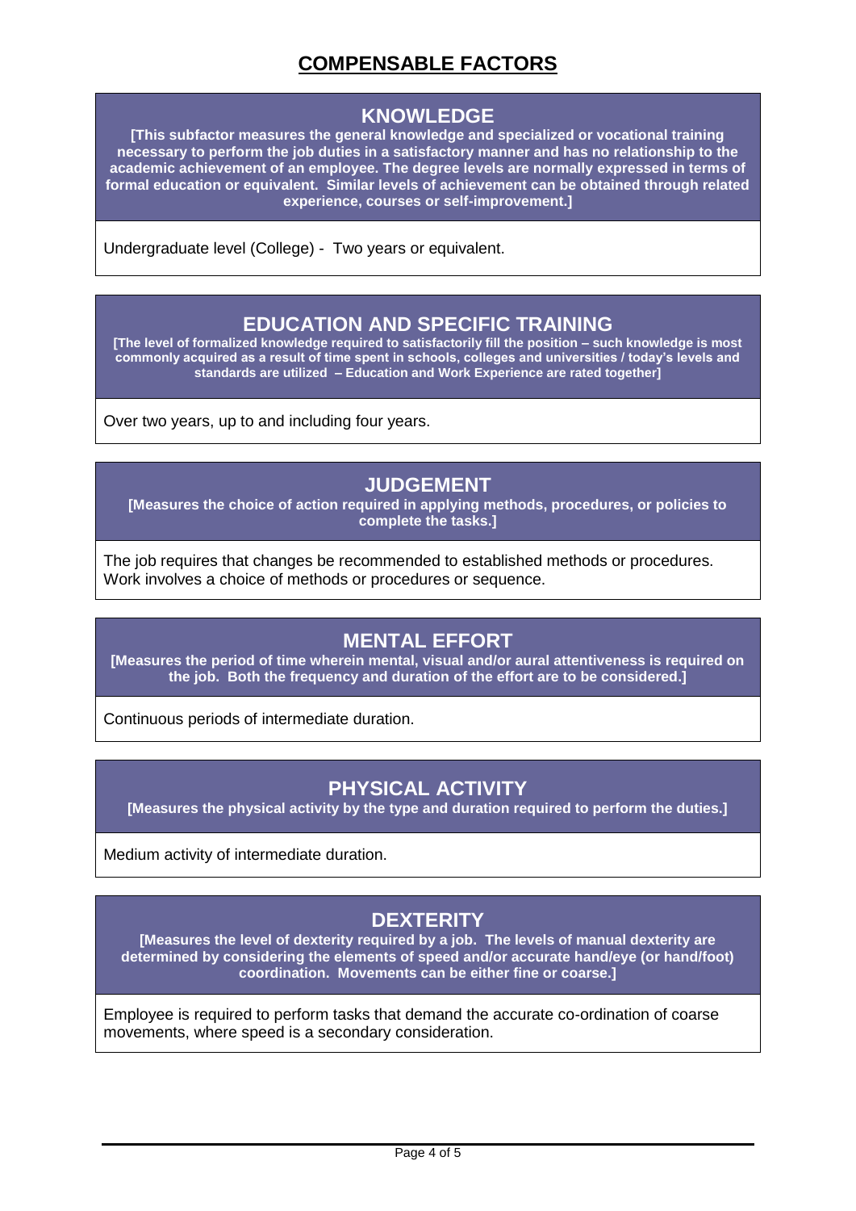# COMPENSABLE FACTORS

## KNOWLEDGE

**[This subfactor measures the general knowledge and specialized or vocational training necessary to perform the job duties in a satisfactory manner and has no relationship to the academic achievement of an employee. The degree levels are normally expressed in terms of formal education or equivalent. Similar levels of achievement can be obtained through related experience, courses or self-improvement.]**

Undergraduate level (College) - Two years or equivalent.

## EDUCATION AND SPECIFIC TRAINING

**[The level of formalized knowledge required to satisfactorily fill the position – such knowledge is most commonly acquired as a result of time spent in schools, colleges and universities / today's levels and standards are utilized – Education and Work Experience are rated together]**

Over two years, up to and including four years.

## JUDGEMENT

**[Measures the choice of action required in applying methods, procedures, or policies to complete the tasks.]**

The job requires that changes be recommended to established methods or procedures. Work involves a choice of methods or procedures or sequence.

## MENTAL EFFORT

**[Measures the period of time wherein mental, visual and/or aural attentiveness is required on the job. Both the frequency and duration of the effort are to be considered.]**

Continuous periods of intermediate duration.

## PHYSICAL ACTIVITY

**[Measures the physical activity by the type and duration required to perform the duties.]**

Medium activity of intermediate duration.

## DEXTERITY

**[Measures the level of dexterity required by a job. The levels of manual dexterity are determined by considering the elements of speed and/or accurate hand/eye (or hand/foot) coordination. Movements can be either fine or coarse.]**

Employee is required to perform tasks that demand the accurate co-ordination of coarse movements, where speed is a secondary consideration.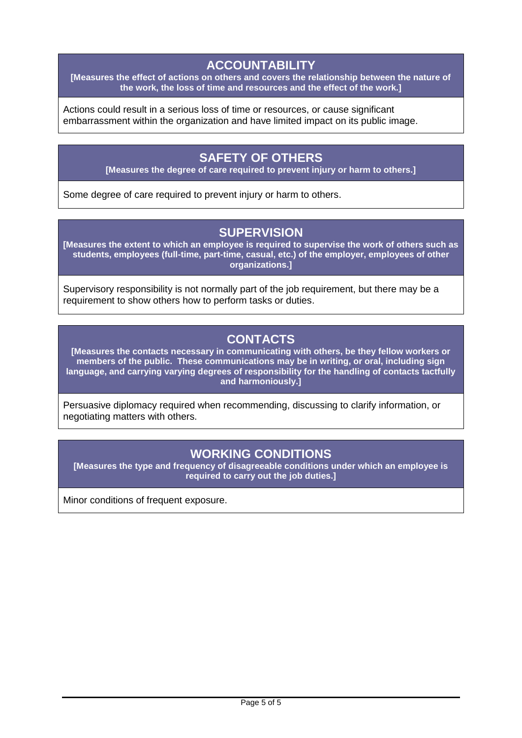## ACCOUNTABILITY

**[Measures the effect of actions on others and covers the relationship between the nature of the work, the loss of time and resources and the effect of the work.]**

Actions could result in a serious loss of time or resources, or cause significant embarrassment within the organization and have limited impact on its public image.

## SAFETY OF OTHERS

**[Measures the degree of care required to prevent injury or harm to others.]**

Some degree of care required to prevent injury or harm to others.

## SUPERVISION

**[Measures the extent to which an employee is required to supervise the work of others such as students, employees (full-time, part-time, casual, etc.) of the employer, employees of other organizations.]**

Supervisory responsibility is not normally part of the job requirement, but there may be a requirement to show others how to perform tasks or duties.

## CONTACTS

**[Measures the contacts necessary in communicating with others, be they fellow workers or members of the public. These communications may be in writing, or oral, including sign language, and carrying varying degrees of responsibility for the handling of contacts tactfully and harmoniously.]**

Persuasive diplomacy required when recommending, discussing to clarify information, or negotiating matters with others.

## WORKING CONDITIONS

**[Measures the type and frequency of disagreeable conditions under which an employee is required to carry out the job duties.]**

Minor conditions of frequent exposure.